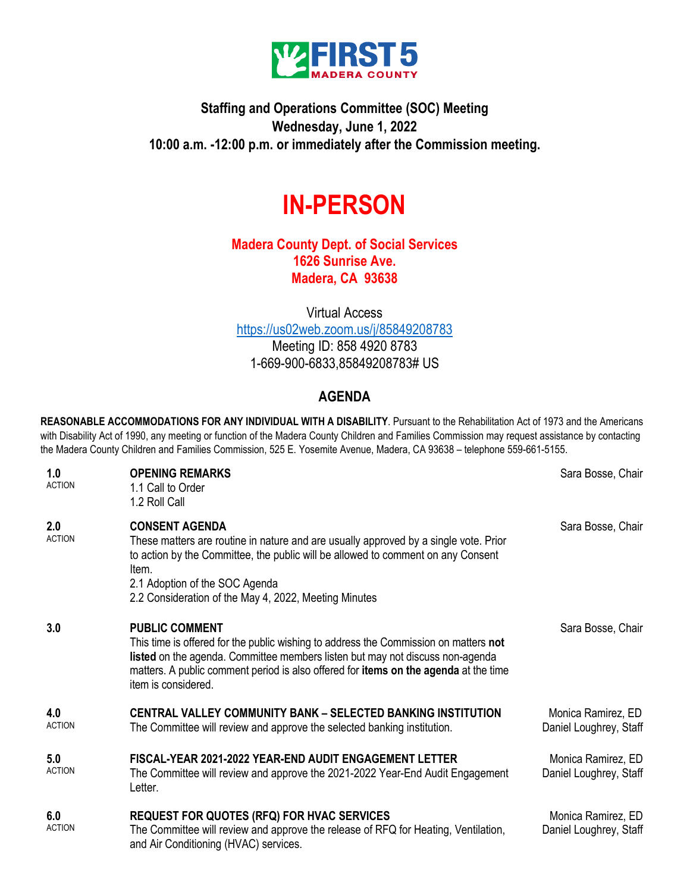FIRST 5 MADERA COUNTY

**Staffing and Operations Committee (SOC) Meeting**
**Wednesday, June 1, 2022**
**10:00 a.m. -12:00 p.m. or immediately after the Commission meeting.**

# IN-PERSON

**Madera County Dept. of Social Services**
**1626 Sunrise Ave.**
**Madera, CA 93638**

Virtual Access
https://us02web.zoom.us/j/85849208783
Meeting ID: 858 4920 8783
1-669-900-6833,85849208783# US

## AGENDA

**REASONABLE ACCOMMODATIONS FOR ANY INDIVIDUAL WITH A DISABILITY**. Pursuant to the Rehabilitation Act of 1973 and the Americans with Disability Act of 1990, any meeting or function of the Madera County Children and Families Commission may request assistance by contacting the Madera County Children and Families Commission, 525 E. Yosemite Avenue, Madera, CA 93638 – telephone 559-661-5155.

| | | |
|---|---|---|
| **1.0** ACTION | **OPENING REMARKS**<br>1.1 Call to Order<br>1.2 Roll Call | Sara Bosse, Chair |
| **2.0** ACTION | **CONSENT AGENDA**<br>These matters are routine in nature and are usually approved by a single vote. Prior to action by the Committee, the public will be allowed to comment on any Consent Item.<br>2.1 Adoption of the SOC Agenda<br>2.2 Consideration of the May 4, 2022, Meeting Minutes | Sara Bosse, Chair |
| **3.0** | **PUBLIC COMMENT**<br>This time is offered for the public wishing to address the Commission on matters **not listed** on the agenda. Committee members listen but may not discuss non-agenda matters. A public comment period is also offered for **items on the agenda** at the time item is considered. | Sara Bosse, Chair |
| **4.0** ACTION | **CENTRAL VALLEY COMMUNITY BANK – SELECTED BANKING INSTITUTION**<br>The Committee will review and approve the selected banking institution. | Monica Ramirez, ED<br>Daniel Loughrey, Staff |
| **5.0** ACTION | **FISCAL-YEAR 2021-2022 YEAR-END AUDIT ENGAGEMENT LETTER**<br>The Committee will review and approve the 2021-2022 Year-End Audit Engagement Letter. | Monica Ramirez, ED<br>Daniel Loughrey, Staff |
| **6.0** ACTION | **REQUEST FOR QUOTES (RFQ) FOR HVAC SERVICES**<br>The Committee will review and approve the release of RFQ for Heating, Ventilation, and Air Conditioning (HVAC) services. | Monica Ramirez, ED<br>Daniel Loughrey, Staff |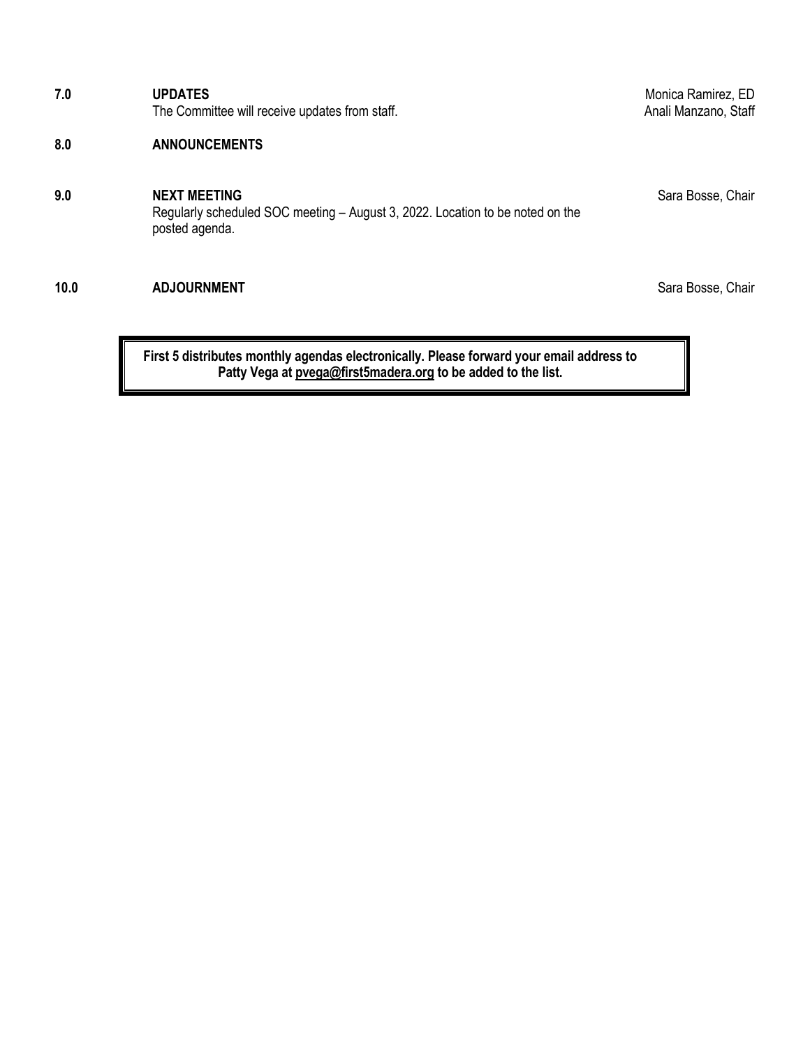**7.0** **UPDATES** — Monica Ramirez, ED; Anali Manzano, Staff

The Committee will receive updates from staff.

**8.0** **ANNOUNCEMENTS**

**9.0** **NEXT MEETING** — Sara Bosse, Chair

Regularly scheduled SOC meeting – August 3, 2022. Location to be noted on the posted agenda.

**10.0** **ADJOURNMENT** — Sara Bosse, Chair

**First 5 distributes monthly agendas electronically. Please forward your email address to Patty Vega at pvega@first5madera.org to be added to the list.**